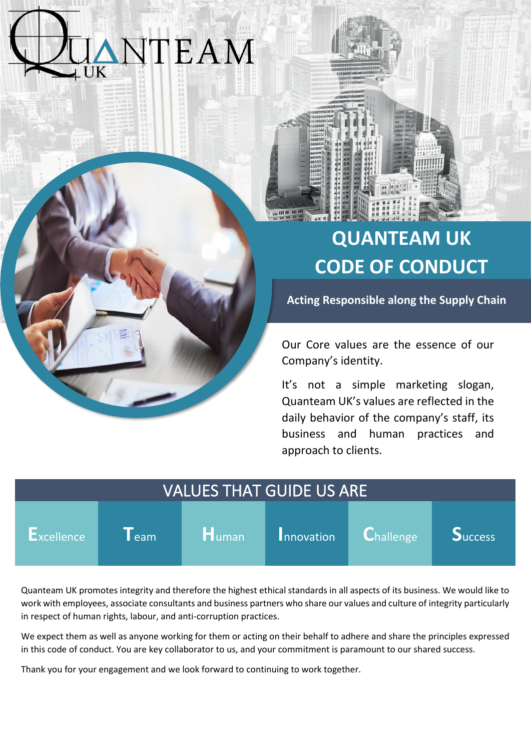QUANTEAM UK

# QUANTEAM UK CODE OF CONDUCT

**Acting Responsible along the Supply Chain**

Our Core values are the essence of our Company's identity.

It's not a simple marketing slogan, Quanteam UK's values are reflected in the daily behavior of the company's staff, its business and human practices and approach to clients.

## VALUES THAT GUIDE US ARE

| Excellence | Team | Human | Innovation | Challenge | Success |
|---|---|---|---|---|---|

Quanteam UK promotes integrity and therefore the highest ethical standards in all aspects of its business. We would like to work with employees, associate consultants and business partners who share our values and culture of integrity particularly in respect of human rights, labour, and anti-corruption practices.

We expect them as well as anyone working for them or acting on their behalf to adhere and share the principles expressed in this code of conduct. You are key collaborator to us, and your commitment is paramount to our shared success.

Thank you for your engagement and we look forward to continuing to work together.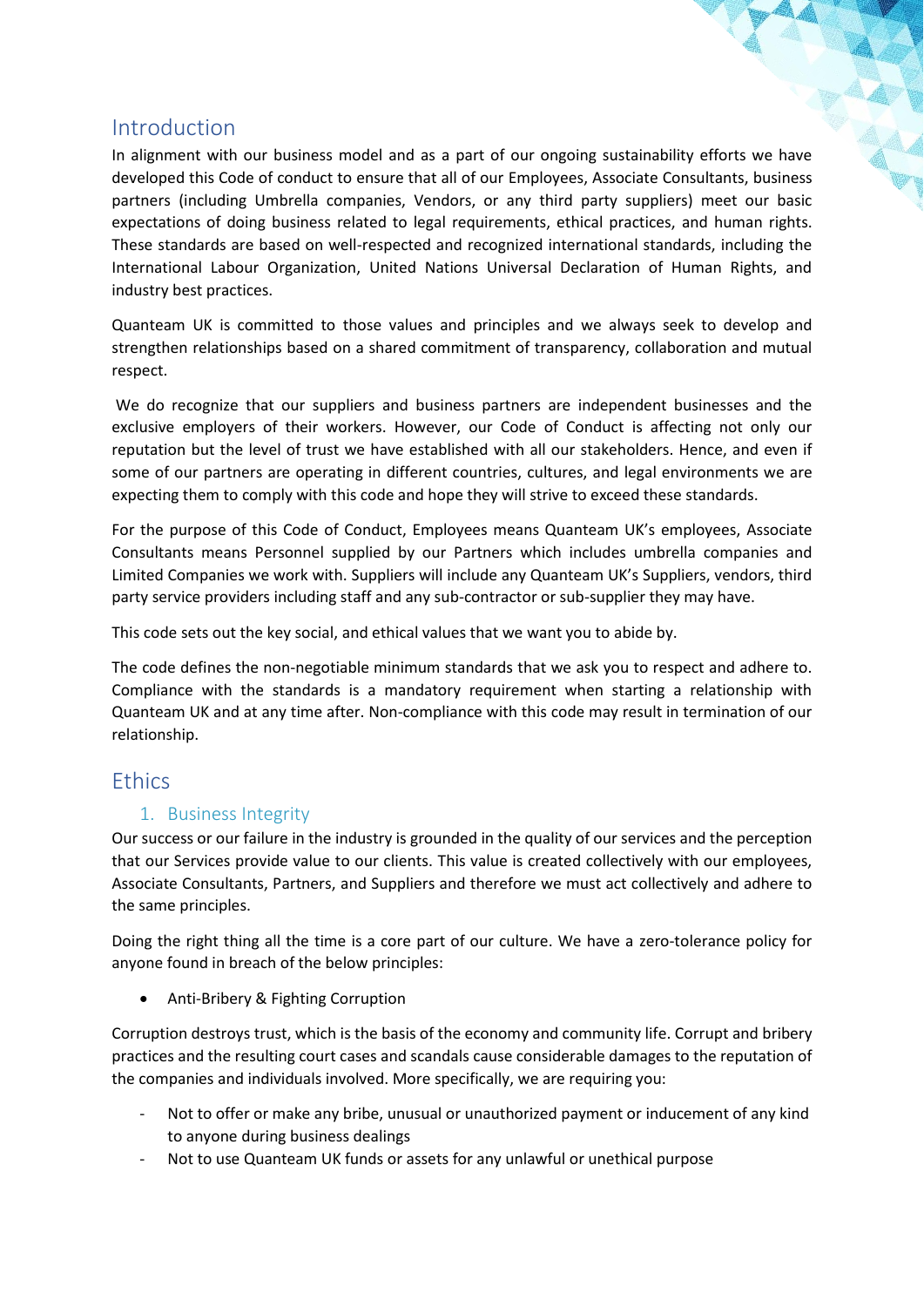## Introduction

In alignment with our business model and as a part of our ongoing sustainability efforts we have developed this Code of conduct to ensure that all of our Employees, Associate Consultants, business partners (including Umbrella companies, Vendors, or any third party suppliers) meet our basic expectations of doing business related to legal requirements, ethical practices, and human rights. These standards are based on well-respected and recognized international standards, including the International Labour Organization, United Nations Universal Declaration of Human Rights, and industry best practices.

Quanteam UK is committed to those values and principles and we always seek to develop and strengthen relationships based on a shared commitment of transparency, collaboration and mutual respect.

We do recognize that our suppliers and business partners are independent businesses and the exclusive employers of their workers. However, our Code of Conduct is affecting not only our reputation but the level of trust we have established with all our stakeholders. Hence, and even if some of our partners are operating in different countries, cultures, and legal environments we are expecting them to comply with this code and hope they will strive to exceed these standards.

For the purpose of this Code of Conduct, Employees means Quanteam UK's employees, Associate Consultants means Personnel supplied by our Partners which includes umbrella companies and Limited Companies we work with. Suppliers will include any Quanteam UK's Suppliers, vendors, third party service providers including staff and any sub-contractor or sub-supplier they may have.

This code sets out the key social, and ethical values that we want you to abide by.

The code defines the non-negotiable minimum standards that we ask you to respect and adhere to. Compliance with the standards is a mandatory requirement when starting a relationship with Quanteam UK and at any time after. Non-compliance with this code may result in termination of our relationship.

## Ethics

### 1. Business Integrity

Our success or our failure in the industry is grounded in the quality of our services and the perception that our Services provide value to our clients. This value is created collectively with our employees, Associate Consultants, Partners, and Suppliers and therefore we must act collectively and adhere to the same principles.

Doing the right thing all the time is a core part of our culture. We have a zero-tolerance policy for anyone found in breach of the below principles:

- Anti-Bribery & Fighting Corruption

Corruption destroys trust, which is the basis of the economy and community life. Corrupt and bribery practices and the resulting court cases and scandals cause considerable damages to the reputation of the companies and individuals involved. More specifically, we are requiring you:

- Not to offer or make any bribe, unusual or unauthorized payment or inducement of any kind to anyone during business dealings
- Not to use Quanteam UK funds or assets for any unlawful or unethical purpose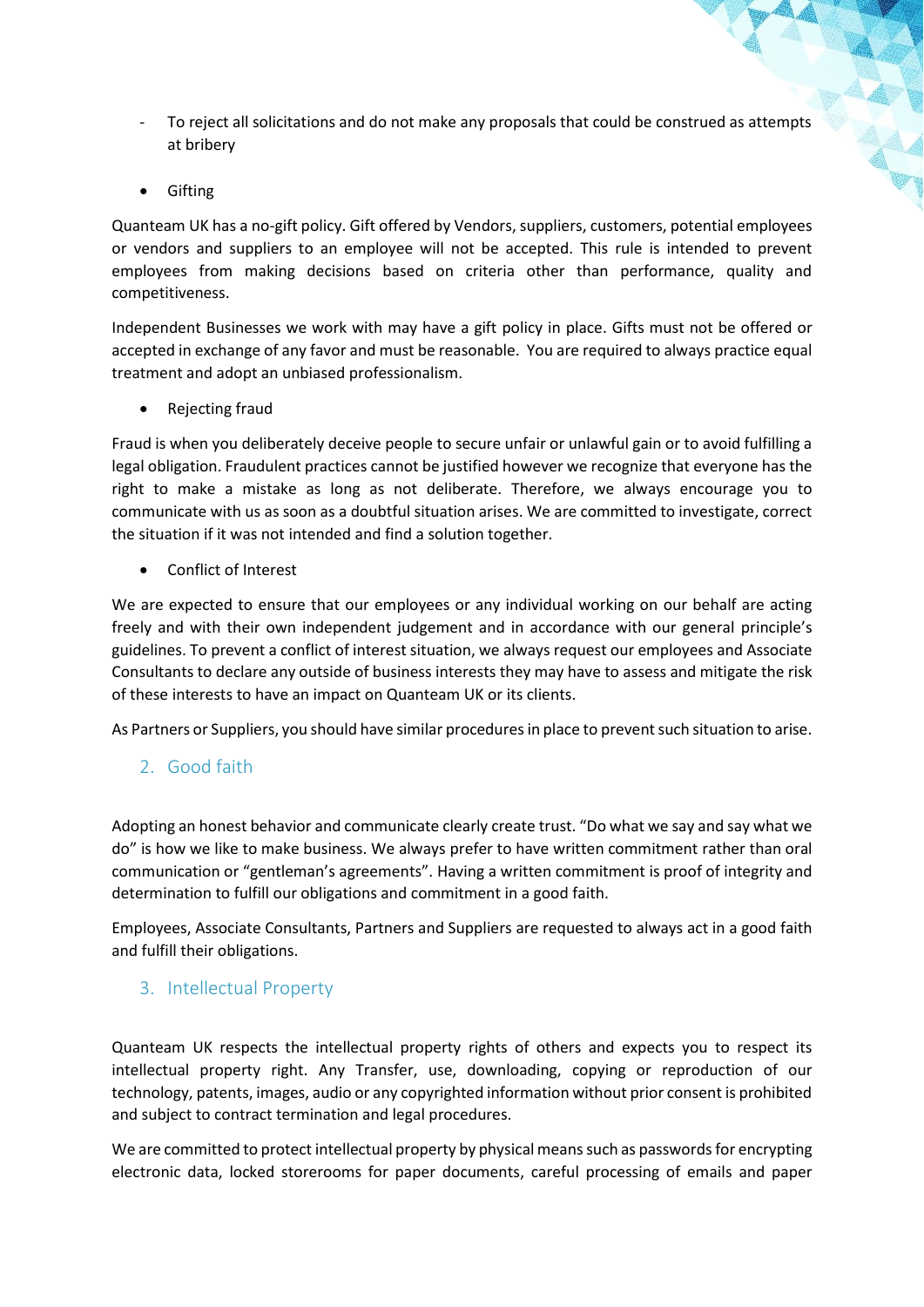- To reject all solicitations and do not make any proposals that could be construed as attempts at bribery

- Gifting

Quanteam UK has a no-gift policy. Gift offered by Vendors, suppliers, customers, potential employees or vendors and suppliers to an employee will not be accepted. This rule is intended to prevent employees from making decisions based on criteria other than performance, quality and competitiveness.

Independent Businesses we work with may have a gift policy in place. Gifts must not be offered or accepted in exchange of any favor and must be reasonable. You are required to always practice equal treatment and adopt an unbiased professionalism.

- Rejecting fraud

Fraud is when you deliberately deceive people to secure unfair or unlawful gain or to avoid fulfilling a legal obligation. Fraudulent practices cannot be justified however we recognize that everyone has the right to make a mistake as long as not deliberate. Therefore, we always encourage you to communicate with us as soon as a doubtful situation arises. We are committed to investigate, correct the situation if it was not intended and find a solution together.

- Conflict of Interest

We are expected to ensure that our employees or any individual working on our behalf are acting freely and with their own independent judgement and in accordance with our general principle's guidelines. To prevent a conflict of interest situation, we always request our employees and Associate Consultants to declare any outside of business interests they may have to assess and mitigate the risk of these interests to have an impact on Quanteam UK or its clients.

As Partners or Suppliers, you should have similar procedures in place to prevent such situation to arise.

## 2. Good faith

Adopting an honest behavior and communicate clearly create trust. "Do what we say and say what we do" is how we like to make business. We always prefer to have written commitment rather than oral communication or "gentleman's agreements". Having a written commitment is proof of integrity and determination to fulfill our obligations and commitment in a good faith.

Employees, Associate Consultants, Partners and Suppliers are requested to always act in a good faith and fulfill their obligations.

## 3. Intellectual Property

Quanteam UK respects the intellectual property rights of others and expects you to respect its intellectual property right. Any Transfer, use, downloading, copying or reproduction of our technology, patents, images, audio or any copyrighted information without prior consent is prohibited and subject to contract termination and legal procedures.

We are committed to protect intellectual property by physical means such as passwords for encrypting electronic data, locked storerooms for paper documents, careful processing of emails and paper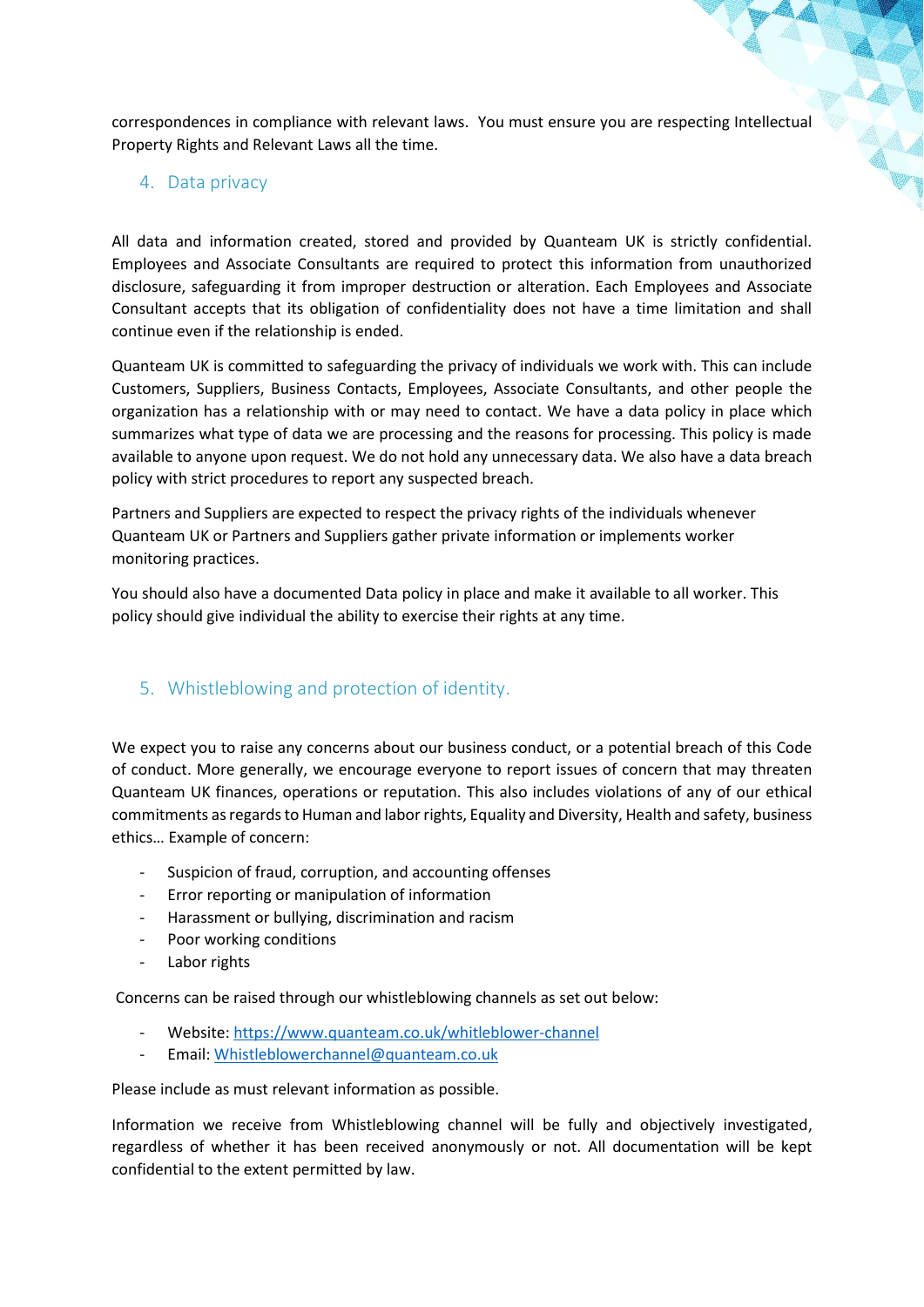correspondences in compliance with relevant laws. You must ensure you are respecting Intellectual Property Rights and Relevant Laws all the time.

## 4. Data privacy

All data and information created, stored and provided by Quanteam UK is strictly confidential. Employees and Associate Consultants are required to protect this information from unauthorized disclosure, safeguarding it from improper destruction or alteration. Each Employees and Associate Consultant accepts that its obligation of confidentiality does not have a time limitation and shall continue even if the relationship is ended.

Quanteam UK is committed to safeguarding the privacy of individuals we work with. This can include Customers, Suppliers, Business Contacts, Employees, Associate Consultants, and other people the organization has a relationship with or may need to contact. We have a data policy in place which summarizes what type of data we are processing and the reasons for processing. This policy is made available to anyone upon request. We do not hold any unnecessary data. We also have a data breach policy with strict procedures to report any suspected breach.

Partners and Suppliers are expected to respect the privacy rights of the individuals whenever Quanteam UK or Partners and Suppliers gather private information or implements worker monitoring practices.

You should also have a documented Data policy in place and make it available to all worker. This policy should give individual the ability to exercise their rights at any time.

## 5. Whistleblowing and protection of identity.

We expect you to raise any concerns about our business conduct, or a potential breach of this Code of conduct. More generally, we encourage everyone to report issues of concern that may threaten Quanteam UK finances, operations or reputation. This also includes violations of any of our ethical commitments as regards to Human and labor rights, Equality and Diversity, Health and safety, business ethics… Example of concern:

- Suspicion of fraud, corruption, and accounting offenses
- Error reporting or manipulation of information
- Harassment or bullying, discrimination and racism
- Poor working conditions
- Labor rights

Concerns can be raised through our whistleblowing channels as set out below:

- Website: [https://www.quanteam.co.uk/whitleblower-channel](https://www.quanteam.co.uk/whitleblower-channel)
- Email: [Whistleblowerchannel@quanteam.co.uk](mailto:Whistleblowerchannel@quanteam.co.uk)

Please include as must relevant information as possible.

Information we receive from Whistleblowing channel will be fully and objectively investigated, regardless of whether it has been received anonymously or not. All documentation will be kept confidential to the extent permitted by law.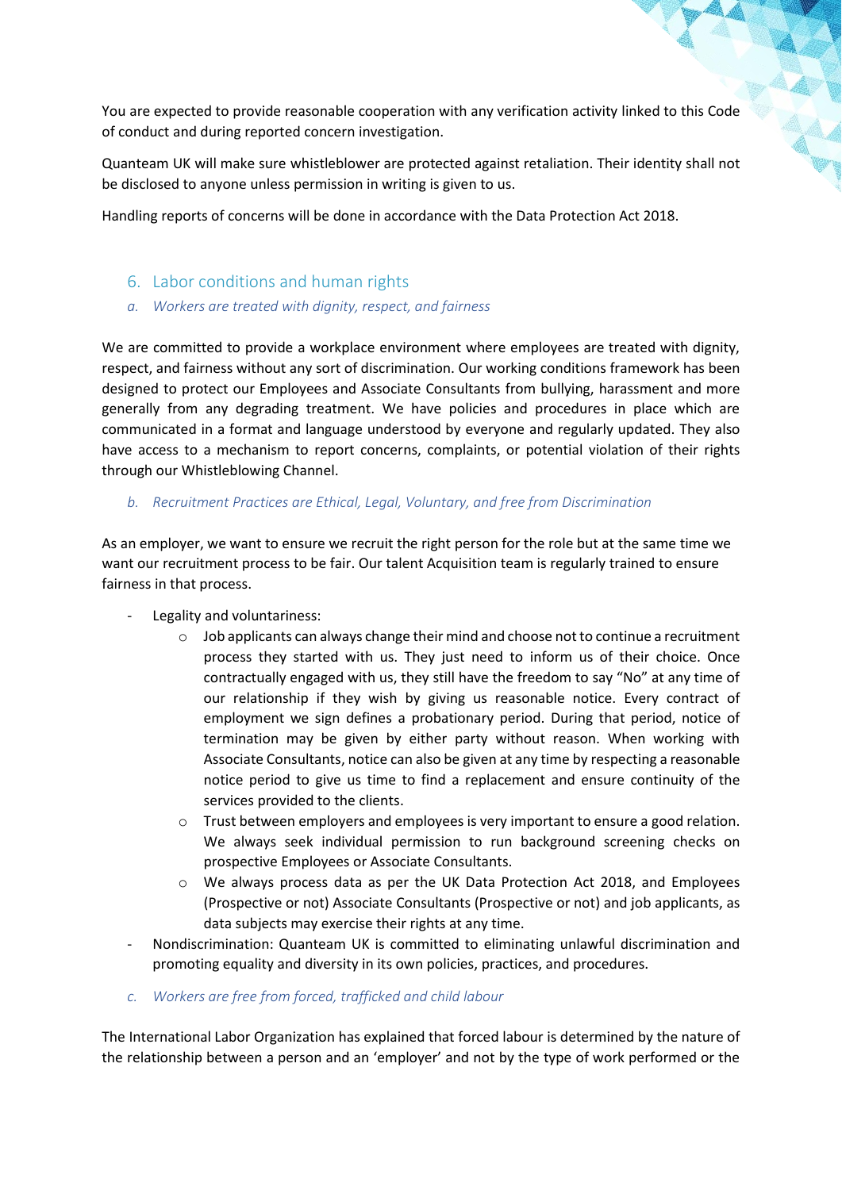You are expected to provide reasonable cooperation with any verification activity linked to this Code of conduct and during reported concern investigation.

Quanteam UK will make sure whistleblower are protected against retaliation. Their identity shall not be disclosed to anyone unless permission in writing is given to us.

Handling reports of concerns will be done in accordance with the Data Protection Act 2018.

## 6. Labor conditions and human rights

### *a. Workers are treated with dignity, respect, and fairness*

We are committed to provide a workplace environment where employees are treated with dignity, respect, and fairness without any sort of discrimination. Our working conditions framework has been designed to protect our Employees and Associate Consultants from bullying, harassment and more generally from any degrading treatment. We have policies and procedures in place which are communicated in a format and language understood by everyone and regularly updated. They also have access to a mechanism to report concerns, complaints, or potential violation of their rights through our Whistleblowing Channel.

### *b. Recruitment Practices are Ethical, Legal, Voluntary, and free from Discrimination*

As an employer, we want to ensure we recruit the right person for the role but at the same time we want our recruitment process to be fair. Our talent Acquisition team is regularly trained to ensure fairness in that process.

- Legality and voluntariness:
  - Job applicants can always change their mind and choose not to continue a recruitment process they started with us. They just need to inform us of their choice. Once contractually engaged with us, they still have the freedom to say "No" at any time of our relationship if they wish by giving us reasonable notice. Every contract of employment we sign defines a probationary period. During that period, notice of termination may be given by either party without reason. When working with Associate Consultants, notice can also be given at any time by respecting a reasonable notice period to give us time to find a replacement and ensure continuity of the services provided to the clients.
  - Trust between employers and employees is very important to ensure a good relation. We always seek individual permission to run background screening checks on prospective Employees or Associate Consultants.
  - We always process data as per the UK Data Protection Act 2018, and Employees (Prospective or not) Associate Consultants (Prospective or not) and job applicants, as data subjects may exercise their rights at any time.
- Nondiscrimination: Quanteam UK is committed to eliminating unlawful discrimination and promoting equality and diversity in its own policies, practices, and procedures.

### *c. Workers are free from forced, trafficked and child labour*

The International Labor Organization has explained that forced labour is determined by the nature of the relationship between a person and an 'employer' and not by the type of work performed or the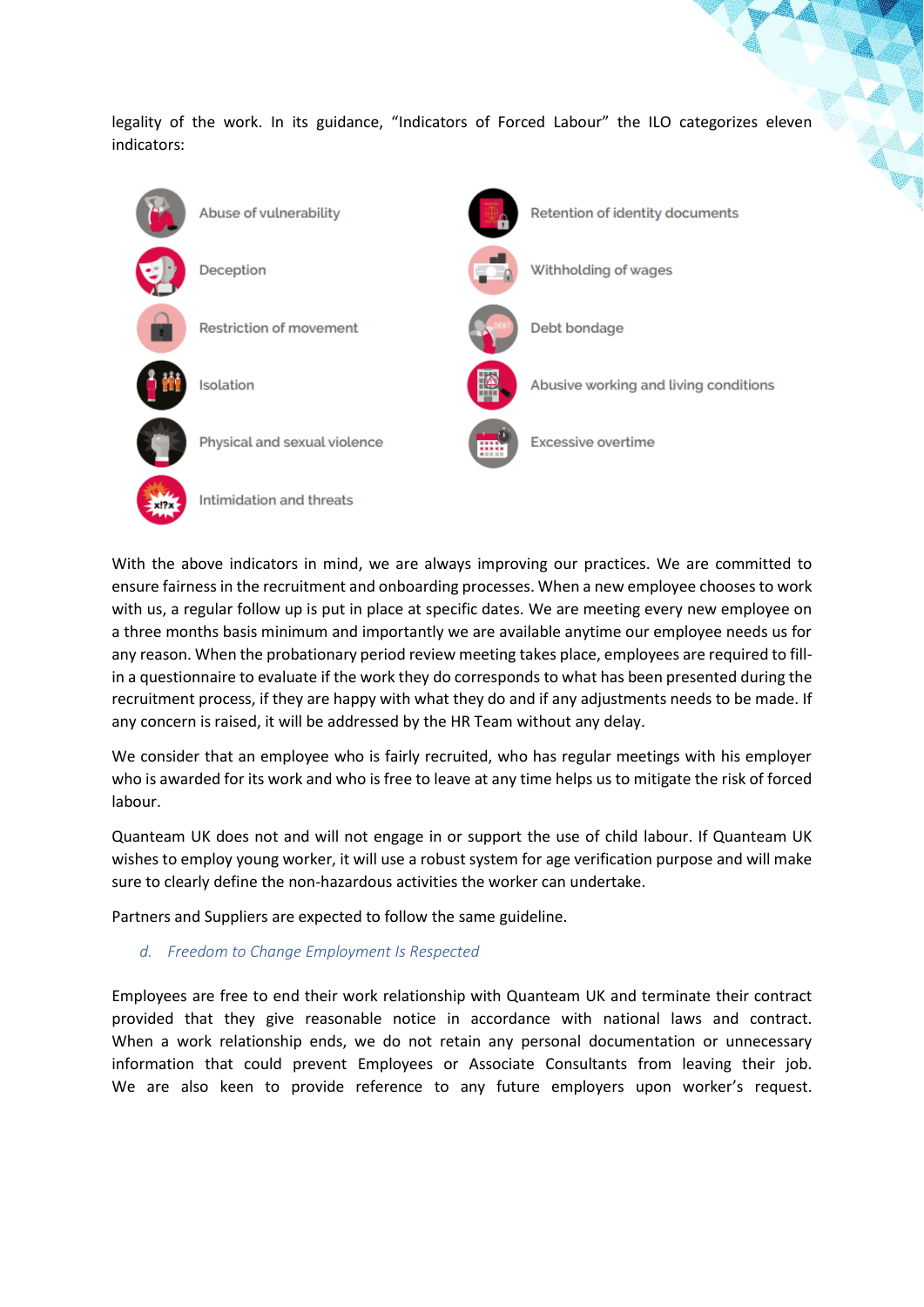legality of the work. In its guidance, "Indicators of Forced Labour" the ILO categorizes eleven indicators:

- Abuse of vulnerability
- Deception
- Restriction of movement
- Isolation
- Physical and sexual violence
- Intimidation and threats
- Retention of identity documents
- Withholding of wages
- Debt bondage
- Abusive working and living conditions
- Excessive overtime

With the above indicators in mind, we are always improving our practices. We are committed to ensure fairness in the recruitment and onboarding processes. When a new employee chooses to work with us, a regular follow up is put in place at specific dates. We are meeting every new employee on a three months basis minimum and importantly we are available anytime our employee needs us for any reason. When the probationary period review meeting takes place, employees are required to fill-in a questionnaire to evaluate if the work they do corresponds to what has been presented during the recruitment process, if they are happy with what they do and if any adjustments needs to be made. If any concern is raised, it will be addressed by the HR Team without any delay.

We consider that an employee who is fairly recruited, who has regular meetings with his employer who is awarded for its work and who is free to leave at any time helps us to mitigate the risk of forced labour.

Quanteam UK does not and will not engage in or support the use of child labour. If Quanteam UK wishes to employ young worker, it will use a robust system for age verification purpose and will make sure to clearly define the non-hazardous activities the worker can undertake.

Partners and Suppliers are expected to follow the same guideline.

### *d. Freedom to Change Employment Is Respected*

Employees are free to end their work relationship with Quanteam UK and terminate their contract provided that they give reasonable notice in accordance with national laws and contract. When a work relationship ends, we do not retain any personal documentation or unnecessary information that could prevent Employees or Associate Consultants from leaving their job. We are also keen to provide reference to any future employers upon worker's request.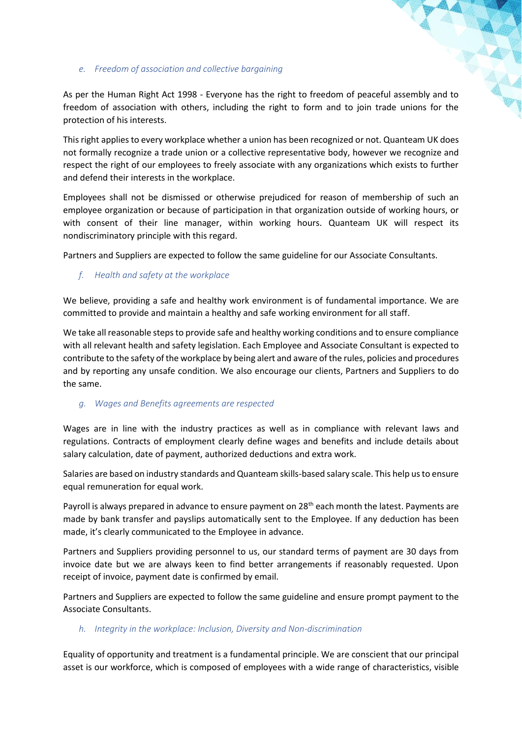### *e. Freedom of association and collective bargaining*

As per the Human Right Act 1998 - Everyone has the right to freedom of peaceful assembly and to freedom of association with others, including the right to form and to join trade unions for the protection of his interests.

This right applies to every workplace whether a union has been recognized or not. Quanteam UK does not formally recognize a trade union or a collective representative body, however we recognize and respect the right of our employees to freely associate with any organizations which exists to further and defend their interests in the workplace.

Employees shall not be dismissed or otherwise prejudiced for reason of membership of such an employee organization or because of participation in that organization outside of working hours, or with consent of their line manager, within working hours. Quanteam UK will respect its nondiscriminatory principle with this regard.

Partners and Suppliers are expected to follow the same guideline for our Associate Consultants.

### *f. Health and safety at the workplace*

We believe, providing a safe and healthy work environment is of fundamental importance. We are committed to provide and maintain a healthy and safe working environment for all staff.

We take all reasonable steps to provide safe and healthy working conditions and to ensure compliance with all relevant health and safety legislation. Each Employee and Associate Consultant is expected to contribute to the safety of the workplace by being alert and aware of the rules, policies and procedures and by reporting any unsafe condition. We also encourage our clients, Partners and Suppliers to do the same.

### *g. Wages and Benefits agreements are respected*

Wages are in line with the industry practices as well as in compliance with relevant laws and regulations. Contracts of employment clearly define wages and benefits and include details about salary calculation, date of payment, authorized deductions and extra work.

Salaries are based on industry standards and Quanteam skills-based salary scale. This help us to ensure equal remuneration for equal work.

Payroll is always prepared in advance to ensure payment on 28th each month the latest. Payments are made by bank transfer and payslips automatically sent to the Employee. If any deduction has been made, it’s clearly communicated to the Employee in advance.

Partners and Suppliers providing personnel to us, our standard terms of payment are 30 days from invoice date but we are always keen to find better arrangements if reasonably requested. Upon receipt of invoice, payment date is confirmed by email.

Partners and Suppliers are expected to follow the same guideline and ensure prompt payment to the Associate Consultants.

### *h. Integrity in the workplace: Inclusion, Diversity and Non-discrimination*

Equality of opportunity and treatment is a fundamental principle. We are conscient that our principal asset is our workforce, which is composed of employees with a wide range of characteristics, visible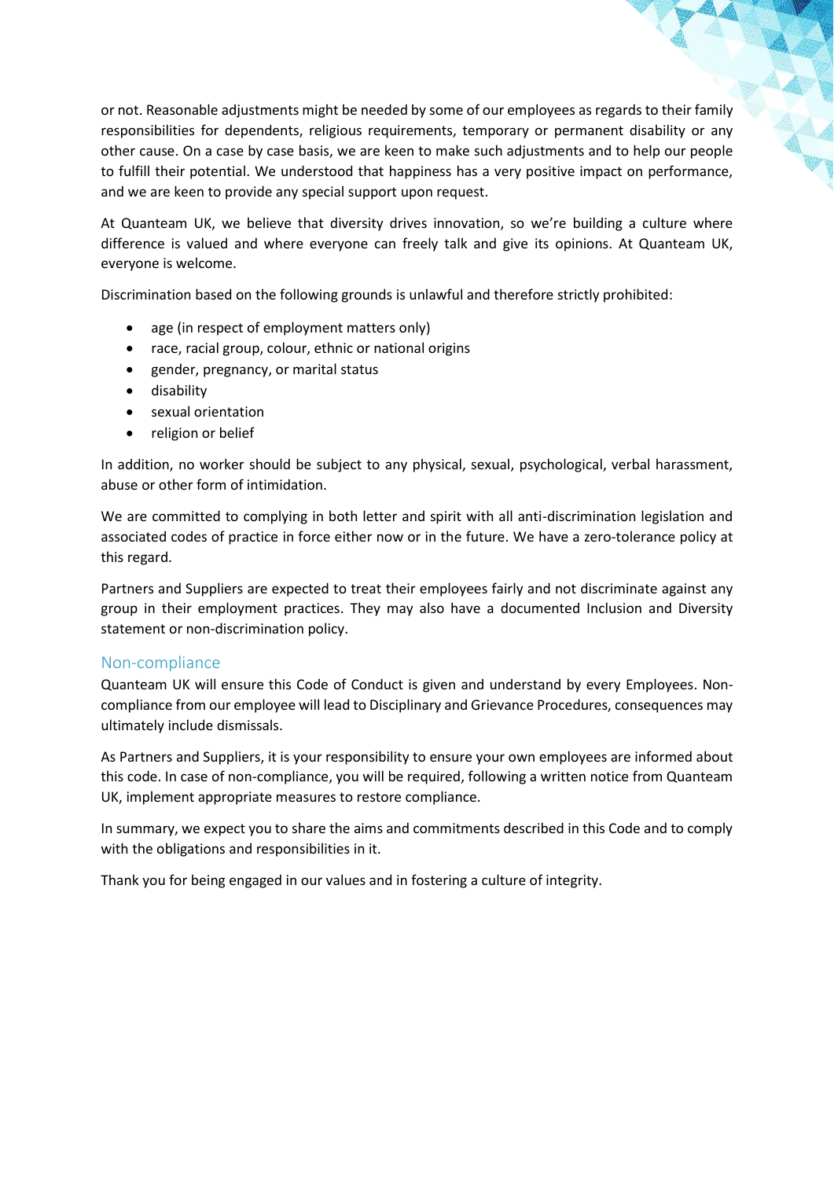or not. Reasonable adjustments might be needed by some of our employees as regards to their family responsibilities for dependents, religious requirements, temporary or permanent disability or any other cause. On a case by case basis, we are keen to make such adjustments and to help our people to fulfill their potential. We understood that happiness has a very positive impact on performance, and we are keen to provide any special support upon request.

At Quanteam UK, we believe that diversity drives innovation, so we're building a culture where difference is valued and where everyone can freely talk and give its opinions. At Quanteam UK, everyone is welcome.

Discrimination based on the following grounds is unlawful and therefore strictly prohibited:

- age (in respect of employment matters only)
- race, racial group, colour, ethnic or national origins
- gender, pregnancy, or marital status
- disability
- sexual orientation
- religion or belief

In addition, no worker should be subject to any physical, sexual, psychological, verbal harassment, abuse or other form of intimidation.

We are committed to complying in both letter and spirit with all anti-discrimination legislation and associated codes of practice in force either now or in the future. We have a zero-tolerance policy at this regard.

Partners and Suppliers are expected to treat their employees fairly and not discriminate against any group in their employment practices. They may also have a documented Inclusion and Diversity statement or non-discrimination policy.

## Non-compliance

Quanteam UK will ensure this Code of Conduct is given and understand by every Employees. Non-compliance from our employee will lead to Disciplinary and Grievance Procedures, consequences may ultimately include dismissals.

As Partners and Suppliers, it is your responsibility to ensure your own employees are informed about this code. In case of non-compliance, you will be required, following a written notice from Quanteam UK, implement appropriate measures to restore compliance.

In summary, we expect you to share the aims and commitments described in this Code and to comply with the obligations and responsibilities in it.

Thank you for being engaged in our values and in fostering a culture of integrity.